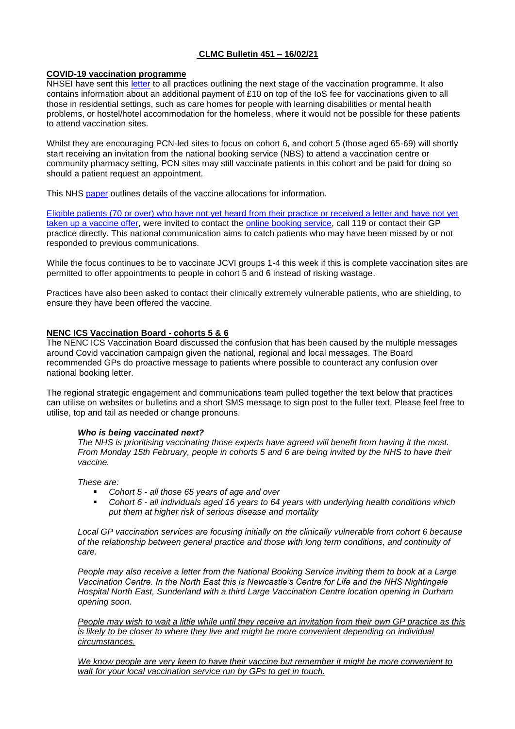# CLMC Bulletin 451 – 16/02/21

## COVID-19 vaccination programme

NHSEI have sent this letter to all practices outlining the next stage of the vaccination programme. It also contains information about an additional payment of £10 on top of the IoS fee for vaccinations given to all those in residential settings, such as care homes for people with learning disabilities or mental health problems, or hostel/hotel accommodation for the homeless, where it would not be possible for these patients to attend vaccination sites.

Whilst they are encouraging PCN-led sites to focus on cohort 6, and cohort 5 (those aged 65-69) will shortly start receiving an invitation from the national booking service (NBS) to attend a vaccination centre or community pharmacy setting, PCN sites may still vaccinate patients in this cohort and be paid for doing so should a patient request an appointment.

This NHS paper outlines details of the vaccine allocations for information.

Eligible patients (70 or over) who have not yet heard from their practice or received a letter and have not yet taken up a vaccine offer, were invited to contact the online booking service, call 119 or contact their GP practice directly. This national communication aims to catch patients who may have been missed by or not responded to previous communications.

While the focus continues to be to vaccinate JCVI groups 1-4 this week if this is complete vaccination sites are permitted to offer appointments to people in cohort 5 and 6 instead of risking wastage.

Practices have also been asked to contact their clinically extremely vulnerable patients, who are shielding, to ensure they have been offered the vaccine.

## NENC ICS Vaccination Board - cohorts 5 & 6

The NENC ICS Vaccination Board discussed the confusion that has been caused by the multiple messages around Covid vaccination campaign given the national, regional and local messages. The Board recommended GPs do proactive message to patients where possible to counteract any confusion over national booking letter.

The regional strategic engagement and communications team pulled together the text below that practices can utilise on websites or bulletins and a short SMS message to sign post to the fuller text. Please feel free to utilise, top and tail as needed or change pronouns.

> ***Who is being vaccinated next?***
>
> *The NHS is prioritising vaccinating those experts have agreed will benefit from having it the most. From Monday 15th February, people in cohorts 5 and 6 are being invited by the NHS to have their vaccine.*
>
> *These are:*
>
> - *Cohort 5 - all those 65 years of age and over*
> - *Cohort 6 - all individuals aged 16 years to 64 years with underlying health conditions which put them at higher risk of serious disease and mortality*
>
> *Local GP vaccination services are focusing initially on the clinically vulnerable from cohort 6 because of the relationship between general practice and those with long term conditions, and continuity of care.*
>
> *People may also receive a letter from the National Booking Service inviting them to book at a Large Vaccination Centre. In the North East this is Newcastle's Centre for Life and the NHS Nightingale Hospital North East, Sunderland with a third Large Vaccination Centre location opening in Durham opening soon.*
>
> *People may wish to wait a little while until they receive an invitation from their own GP practice as this is likely to be closer to where they live and might be more convenient depending on individual circumstances.*
>
> *We know people are very keen to have their vaccine but remember it might be more convenient to wait for your local vaccination service run by GPs to get in touch.*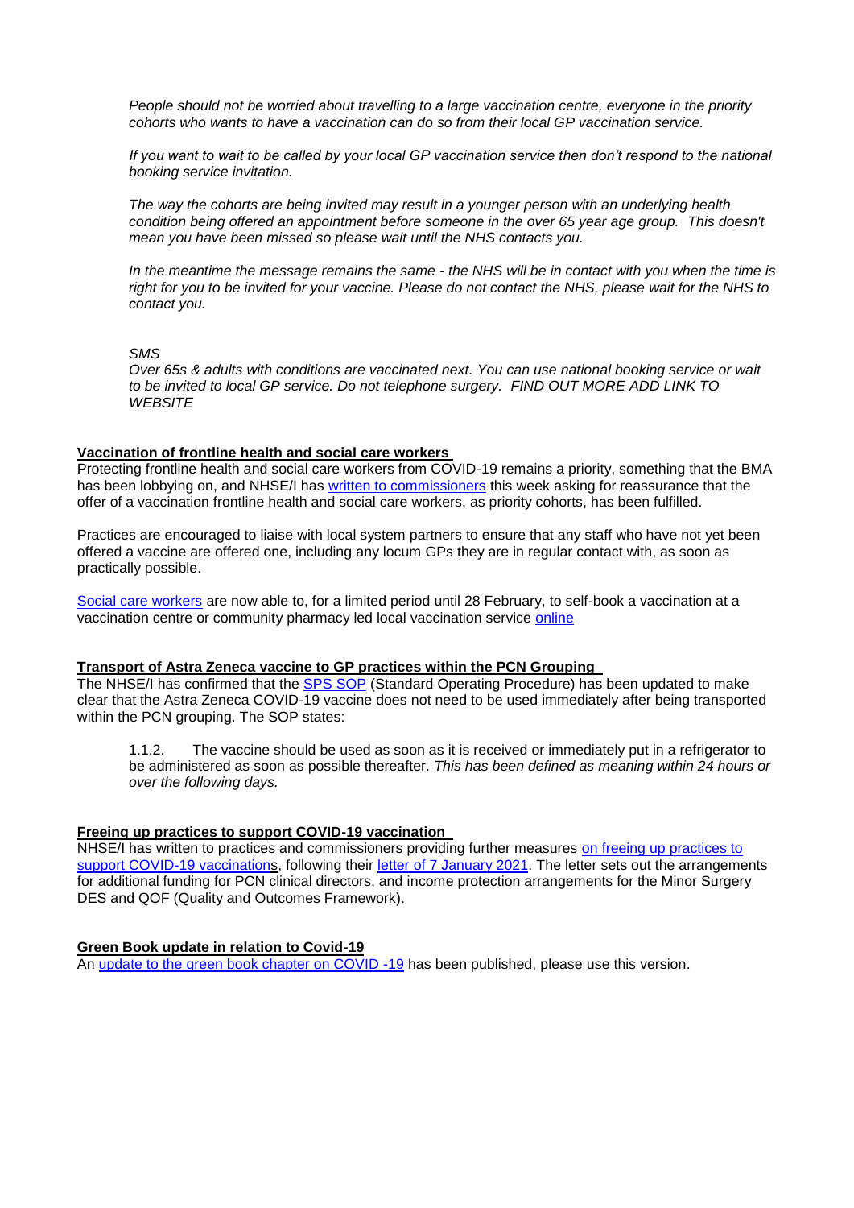*People should not be worried about travelling to a large vaccination centre, everyone in the priority cohorts who wants to have a vaccination can do so from their local GP vaccination service.*

*If you want to wait to be called by your local GP vaccination service then don't respond to the national booking service invitation.*

*The way the cohorts are being invited may result in a younger person with an underlying health condition being offered an appointment before someone in the over 65 year age group. This doesn't mean you have been missed so please wait until the NHS contacts you.*

*In the meantime the message remains the same - the NHS will be in contact with you when the time is right for you to be invited for your vaccine. Please do not contact the NHS, please wait for the NHS to contact you.*

*SMS*
*Over 65s & adults with conditions are vaccinated next. You can use national booking service or wait to be invited to local GP service. Do not telephone surgery. FIND OUT MORE ADD LINK TO WEBSITE*

**Vaccination of frontline health and social care workers**

Protecting frontline health and social care workers from COVID-19 remains a priority, something that the BMA has been lobbying on, and NHSE/I has written to commissioners this week asking for reassurance that the offer of a vaccination frontline health and social care workers, as priority cohorts, has been fulfilled.

Practices are encouraged to liaise with local system partners to ensure that any staff who have not yet been offered a vaccine are offered one, including any locum GPs they are in regular contact with, as soon as practically possible.

Social care workers are now able to, for a limited period until 28 February, to self-book a vaccination at a vaccination centre or community pharmacy led local vaccination service online

**Transport of Astra Zeneca vaccine to GP practices within the PCN Grouping**

The NHSE/I has confirmed that the SPS SOP (Standard Operating Procedure) has been updated to make clear that the Astra Zeneca COVID-19 vaccine does not need to be used immediately after being transported within the PCN grouping. The SOP states:

> 1.1.2. The vaccine should be used as soon as it is received or immediately put in a refrigerator to be administered as soon as possible thereafter. *This has been defined as meaning within 24 hours or over the following days.*

**Freeing up practices to support COVID-19 vaccination**

NHSE/I has written to practices and commissioners providing further measures on freeing up practices to support COVID-19 vaccinations, following their letter of 7 January 2021. The letter sets out the arrangements for additional funding for PCN clinical directors, and income protection arrangements for the Minor Surgery DES and QOF (Quality and Outcomes Framework).

**Green Book update in relation to Covid-19**

An update to the green book chapter on COVID -19 has been published, please use this version.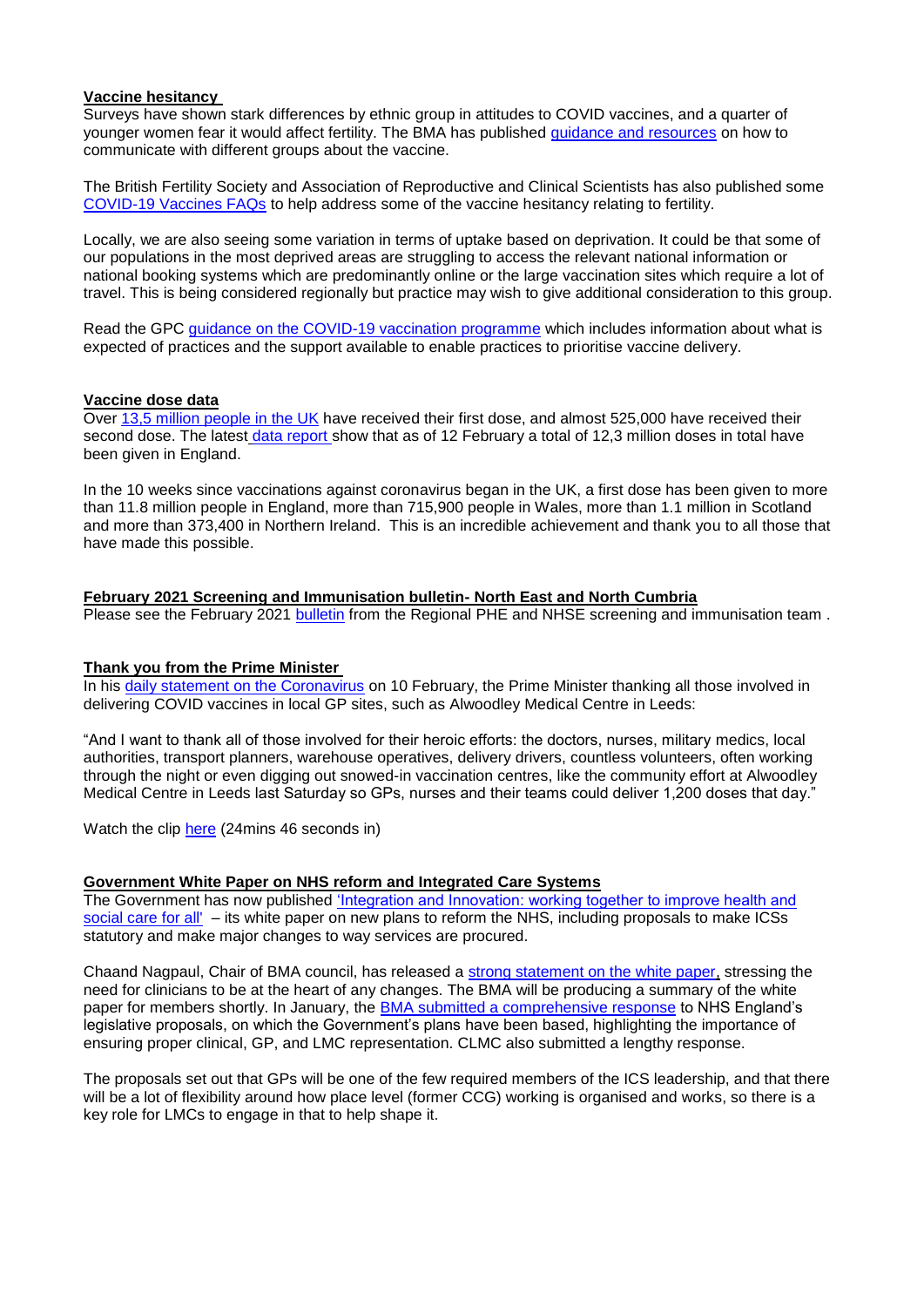**Vaccine hesitancy**

Surveys have shown stark differences by ethnic group in attitudes to COVID vaccines, and a quarter of younger women fear it would affect fertility. The BMA has published guidance and resources on how to communicate with different groups about the vaccine.

The British Fertility Society and Association of Reproductive and Clinical Scientists has also published some COVID-19 Vaccines FAQs to help address some of the vaccine hesitancy relating to fertility.

Locally, we are also seeing some variation in terms of uptake based on deprivation. It could be that some of our populations in the most deprived areas are struggling to access the relevant national information or national booking systems which are predominantly online or the large vaccination sites which require a lot of travel. This is being considered regionally but practice may wish to give additional consideration to this group.

Read the GPC guidance on the COVID-19 vaccination programme which includes information about what is expected of practices and the support available to enable practices to prioritise vaccine delivery.

**Vaccine dose data**

Over 13,5 million people in the UK have received their first dose, and almost 525,000 have received their second dose. The latest data report show that as of 12 February a total of 12,3 million doses in total have been given in England.

In the 10 weeks since vaccinations against coronavirus began in the UK, a first dose has been given to more than 11.8 million people in England, more than 715,900 people in Wales, more than 1.1 million in Scotland and more than 373,400 in Northern Ireland. This is an incredible achievement and thank you to all those that have made this possible.

**February 2021 Screening and Immunisation bulletin- North East and North Cumbria**

Please see the February 2021 bulletin from the Regional PHE and NHSE screening and immunisation team .

**Thank you from the Prime Minister**

In his daily statement on the Coronavirus on 10 February, the Prime Minister thanking all those involved in delivering COVID vaccines in local GP sites, such as Alwoodley Medical Centre in Leeds:

"And I want to thank all of those involved for their heroic efforts: the doctors, nurses, military medics, local authorities, transport planners, warehouse operatives, delivery drivers, countless volunteers, often working through the night or even digging out snowed-in vaccination centres, like the community effort at Alwoodley Medical Centre in Leeds last Saturday so GPs, nurses and their teams could deliver 1,200 doses that day."

Watch the clip here (24mins 46 seconds in)

**Government White Paper on NHS reform and Integrated Care Systems**

The Government has now published 'Integration and Innovation: working together to improve health and social care for all' – its white paper on new plans to reform the NHS, including proposals to make ICSs statutory and make major changes to way services are procured.

Chaand Nagpaul, Chair of BMA council, has released a strong statement on the white paper, stressing the need for clinicians to be at the heart of any changes. The BMA will be producing a summary of the white paper for members shortly. In January, the BMA submitted a comprehensive response to NHS England's legislative proposals, on which the Government's plans have been based, highlighting the importance of ensuring proper clinical, GP, and LMC representation. CLMC also submitted a lengthy response.

The proposals set out that GPs will be one of the few required members of the ICS leadership, and that there will be a lot of flexibility around how place level (former CCG) working is organised and works, so there is a key role for LMCs to engage in that to help shape it.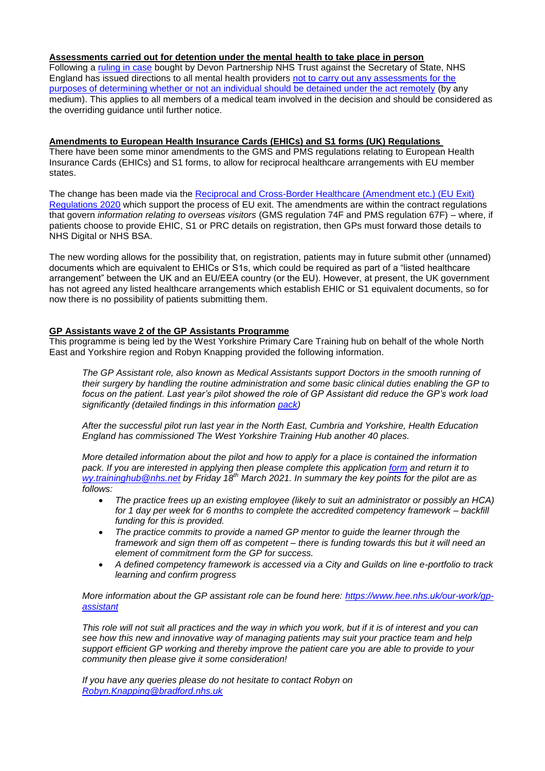**Assessments carried out for detention under the mental health to take place in person**

Following a ruling in case bought by Devon Partnership NHS Trust against the Secretary of State, NHS England has issued directions to all mental health providers not to carry out any assessments for the purposes of determining whether or not an individual should be detained under the act remotely (by any medium). This applies to all members of a medical team involved in the decision and should be considered as the overriding guidance until further notice.

**Amendments to European Health Insurance Cards (EHICs) and S1 forms (UK) Regulations**

There have been some minor amendments to the GMS and PMS regulations relating to European Health Insurance Cards (EHICs) and S1 forms, to allow for reciprocal healthcare arrangements with EU member states.

The change has been made via the Reciprocal and Cross-Border Healthcare (Amendment etc.) (EU Exit) Regulations 2020 which support the process of EU exit. The amendments are within the contract regulations that govern *information relating to overseas visitors* (GMS regulation 74F and PMS regulation 67F) – where, if patients choose to provide EHIC, S1 or PRC details on registration, then GPs must forward those details to NHS Digital or NHS BSA.

The new wording allows for the possibility that, on registration, patients may in future submit other (unnamed) documents which are equivalent to EHICs or S1s, which could be required as part of a "listed healthcare arrangement" between the UK and an EU/EEA country (or the EU). However, at present, the UK government has not agreed any listed healthcare arrangements which establish EHIC or S1 equivalent documents, so for now there is no possibility of patients submitting them.

**GP Assistants wave 2 of the GP Assistants Programme**

This programme is being led by the West Yorkshire Primary Care Training hub on behalf of the whole North East and Yorkshire region and Robyn Knapping provided the following information.

> *The GP Assistant role, also known as Medical Assistants support Doctors in the smooth running of their surgery by handling the routine administration and some basic clinical duties enabling the GP to focus on the patient. Last year's pilot showed the role of GP Assistant did reduce the GP's work load significantly (detailed findings in this information pack)*
>
> *After the successful pilot run last year in the North East, Cumbria and Yorkshire, Health Education England has commissioned The West Yorkshire Training Hub another 40 places.*
>
> *More detailed information about the pilot and how to apply for a place is contained the information pack. If you are interested in applying then please complete this application form and return it to wy.traininghub@nhs.net by Friday 18th March 2021. In summary the key points for the pilot are as follows:*
>
> - *The practice frees up an existing employee (likely to suit an administrator or possibly an HCA) for 1 day per week for 6 months to complete the accredited competency framework – backfill funding for this is provided.*
> - *The practice commits to provide a named GP mentor to guide the learner through the framework and sign them off as competent – there is funding towards this but it will need an element of commitment form the GP for success.*
> - *A defined competency framework is accessed via a City and Guilds on line e-portfolio to track learning and confirm progress*
>
> *More information about the GP assistant role can be found here: https://www.hee.nhs.uk/our-work/gp-assistant*
>
> *This role will not suit all practices and the way in which you work, but if it is of interest and you can see how this new and innovative way of managing patients may suit your practice team and help support efficient GP working and thereby improve the patient care you are able to provide to your community then please give it some consideration!*
>
> *If you have any queries please do not hesitate to contact Robyn on Robyn.Knapping@bradford.nhs.uk*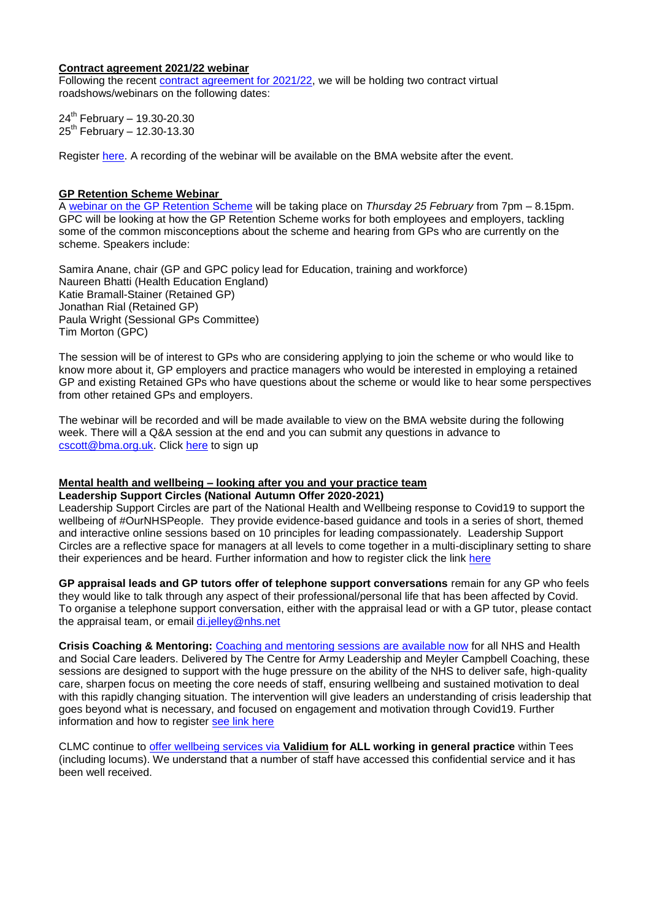**Contract agreement 2021/22 webinar**

Following the recent contract agreement for 2021/22, we will be holding two contract virtual roadshows/webinars on the following dates:

24th February – 19.30-20.30
25th February – 12.30-13.30

Register here. A recording of the webinar will be available on the BMA website after the event.

**GP Retention Scheme Webinar**

A webinar on the GP Retention Scheme will be taking place on *Thursday 25 February* from 7pm – 8.15pm. GPC will be looking at how the GP Retention Scheme works for both employees and employers, tackling some of the common misconceptions about the scheme and hearing from GPs who are currently on the scheme. Speakers include:

Samira Anane, chair (GP and GPC policy lead for Education, training and workforce)
Naureen Bhatti (Health Education England)
Katie Bramall-Stainer (Retained GP)
Jonathan Rial (Retained GP)
Paula Wright (Sessional GPs Committee)
Tim Morton (GPC)

The session will be of interest to GPs who are considering applying to join the scheme or who would like to know more about it, GP employers and practice managers who would be interested in employing a retained GP and existing Retained GPs who have questions about the scheme or would like to hear some perspectives from other retained GPs and employers.

The webinar will be recorded and will be made available to view on the BMA website during the following week. There will a Q&A session at the end and you can submit any questions in advance to cscott@bma.org.uk. Click here to sign up

**Mental health and wellbeing – looking after you and your practice team**

**Leadership Support Circles (National Autumn Offer 2020-2021)**

Leadership Support Circles are part of the National Health and Wellbeing response to Covid19 to support the wellbeing of #OurNHSPeople. They provide evidence-based guidance and tools in a series of short, themed and interactive online sessions based on 10 principles for leading compassionately. Leadership Support Circles are a reflective space for managers at all levels to come together in a multi-disciplinary setting to share their experiences and be heard. Further information and how to register click the link here

**GP appraisal leads and GP tutors offer of telephone support conversations** remain for any GP who feels they would like to talk through any aspect of their professional/personal life that has been affected by Covid. To organise a telephone support conversation, either with the appraisal lead or with a GP tutor, please contact the appraisal team, or email di.jelley@nhs.net

**Crisis Coaching & Mentoring:** Coaching and mentoring sessions are available now for all NHS and Health and Social Care leaders. Delivered by The Centre for Army Leadership and Meyler Campbell Coaching, these sessions are designed to support with the huge pressure on the ability of the NHS to deliver safe, high-quality care, sharpen focus on meeting the core needs of staff, ensuring wellbeing and sustained motivation to deal with this rapidly changing situation. The intervention will give leaders an understanding of crisis leadership that goes beyond what is necessary, and focused on engagement and motivation through Covid19. Further information and how to register see link here

CLMC continue to offer wellbeing services via **Validium** **for ALL working in general practice** within Tees (including locums). We understand that a number of staff have accessed this confidential service and it has been well received.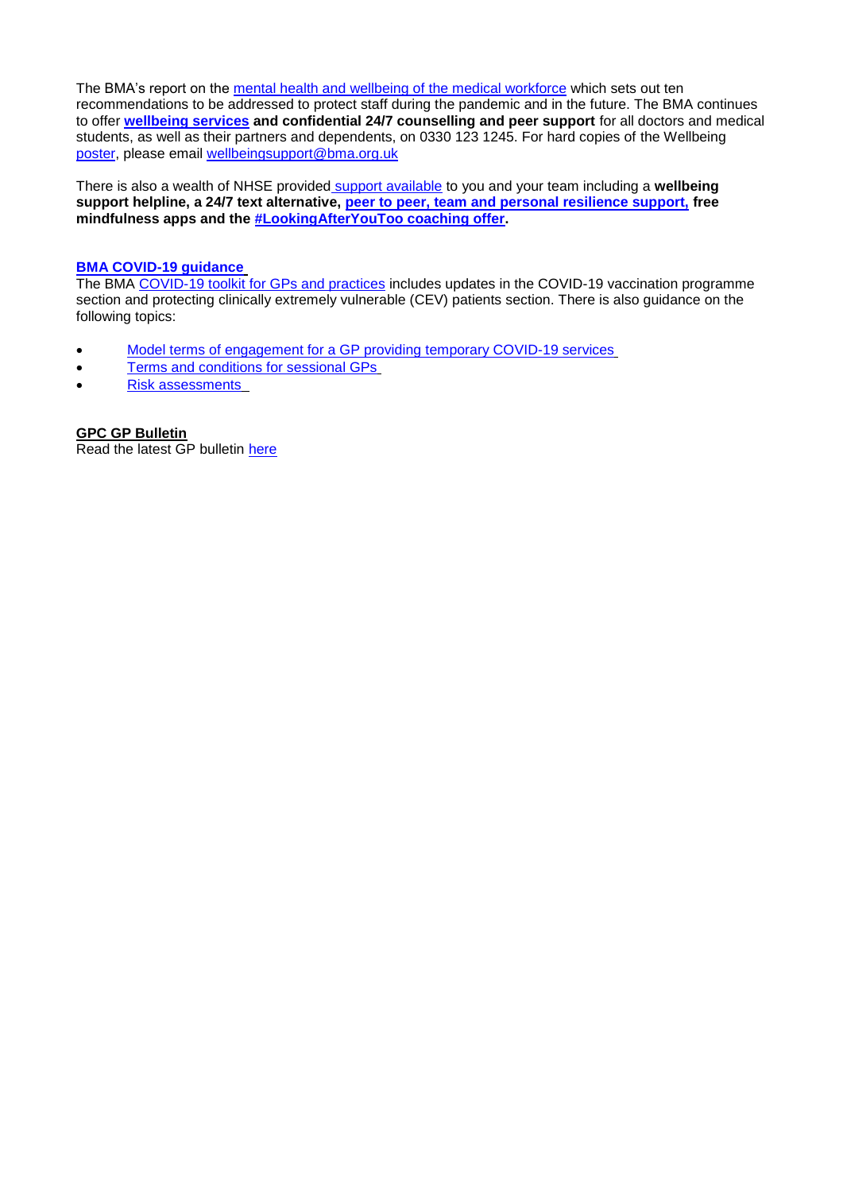The BMA's report on the mental health and wellbeing of the medical workforce which sets out ten recommendations to be addressed to protect staff during the pandemic and in the future. The BMA continues to offer **wellbeing services and confidential 24/7 counselling and peer support** for all doctors and medical students, as well as their partners and dependents, on 0330 123 1245. For hard copies of the Wellbeing poster, please email wellbeingsupport@bma.org.uk

There is also a wealth of NHSE provided support available to you and your team including a **wellbeing support helpline, a 24/7 text alternative, peer to peer, team and personal resilience support, free mindfulness apps and the #LookingAfterYouToo coaching offer.**

### BMA COVID-19 guidance

The BMA COVID-19 toolkit for GPs and practices includes updates in the COVID-19 vaccination programme section and protecting clinically extremely vulnerable (CEV) patients section. There is also guidance on the following topics:

- Model terms of engagement for a GP providing temporary COVID-19 services
- Terms and conditions for sessional GPs
- Risk assessments

### GPC GP Bulletin

Read the latest GP bulletin here